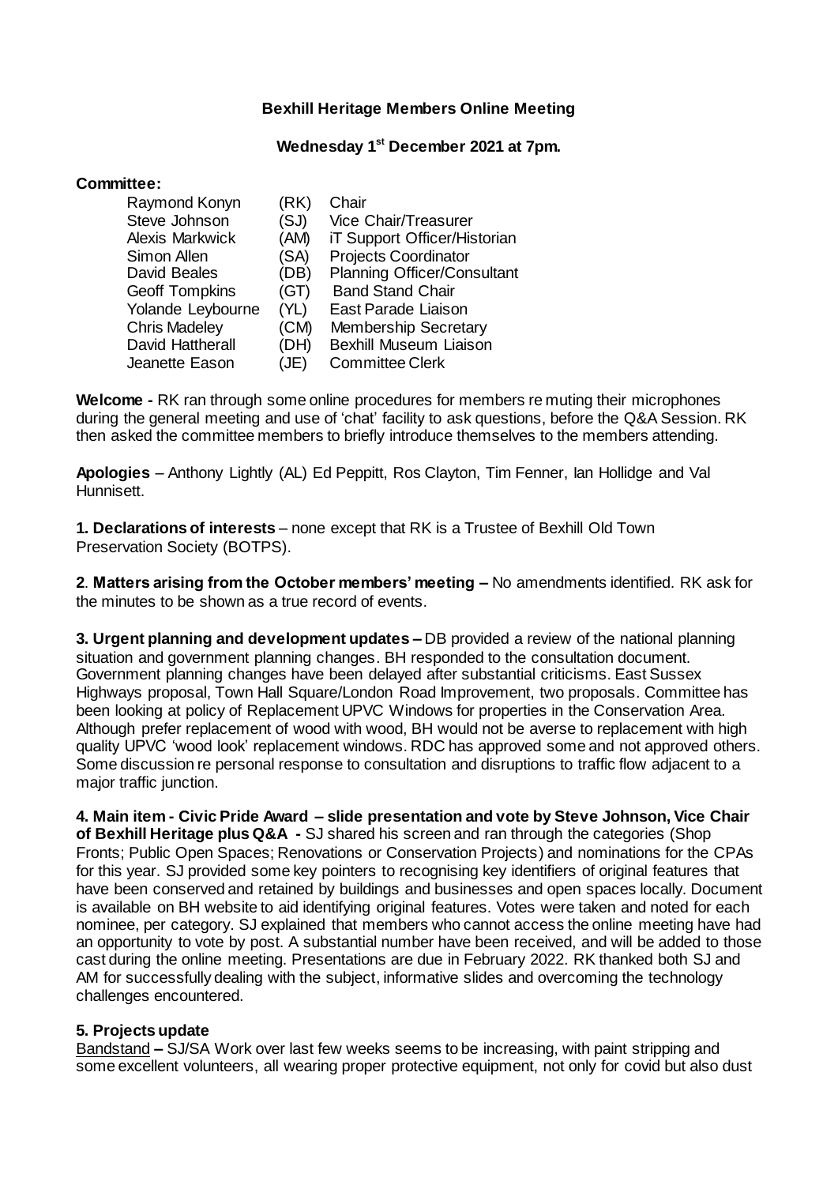**Bexhill Heritage Members Online Meeting**

**Wednesday 1st December 2021 at 7pm.**

**Committee:**

| | | |
|---|---|---|
| Raymond Konyn | (RK) | Chair |
| Steve Johnson | (SJ) | Vice Chair/Treasurer |
| Alexis Markwick | (AM) | iT Support Officer/Historian |
| Simon Allen | (SA) | Projects Coordinator |
| David Beales | (DB) | Planning Officer/Consultant |
| Geoff Tompkins | (GT) | Band Stand Chair |
| Yolande Leybourne | (YL) | East Parade Liaison |
| Chris Madeley | (CM) | Membership Secretary |
| David Hatherall | (DH) | Bexhill Museum Liaison |
| Jeanette Eason | (JE) | Committee Clerk |

**Welcome -** RK ran through some online procedures for members re muting their microphones during the general meeting and use of 'chat' facility to ask questions, before the Q&A Session. RK then asked the committee members to briefly introduce themselves to the members attending.

**Apologies** – Anthony Lightly (AL) Ed Peppitt, Ros Clayton, Tim Fenner, Ian Hollidge and Val Hunnisett.

**1. Declarations of interests** – none except that RK is a Trustee of Bexhill Old Town Preservation Society (BOTPS).

**2**. **Matters arising from the October members' meeting –** No amendments identified. RK ask for the minutes to be shown as a true record of events.

**3. Urgent planning and development updates –** DB provided a review of the national planning situation and government planning changes. BH responded to the consultation document. Government planning changes have been delayed after substantial criticisms. East Sussex Highways proposal, Town Hall Square/London Road Improvement, two proposals. Committee has been looking at policy of Replacement UPVC Windows for properties in the Conservation Area. Although prefer replacement of wood with wood, BH would not be averse to replacement with high quality UPVC 'wood look' replacement windows. RDC has approved some and not approved others. Some discussion re personal response to consultation and disruptions to traffic flow adjacent to a major traffic junction.

**4. Main item - Civic Pride Award – slide presentation and vote by Steve Johnson, Vice Chair of Bexhill Heritage plus Q&A -** SJ shared his screen and ran through the categories (Shop Fronts; Public Open Spaces; Renovations or Conservation Projects) and nominations for the CPAs for this year. SJ provided some key pointers to recognising key identifiers of original features that have been conserved and retained by buildings and businesses and open spaces locally. Document is available on BH website to aid identifying original features. Votes were taken and noted for each nominee, per category. SJ explained that members who cannot access the online meeting have had an opportunity to vote by post. A substantial number have been received, and will be added to those cast during the online meeting. Presentations are due in February 2022. RK thanked both SJ and AM for successfully dealing with the subject, informative slides and overcoming the technology challenges encountered.

**5. Projects update**

Bandstand **–** SJ/SA Work over last few weeks seems to be increasing, with paint stripping and some excellent volunteers, all wearing proper protective equipment, not only for covid but also dust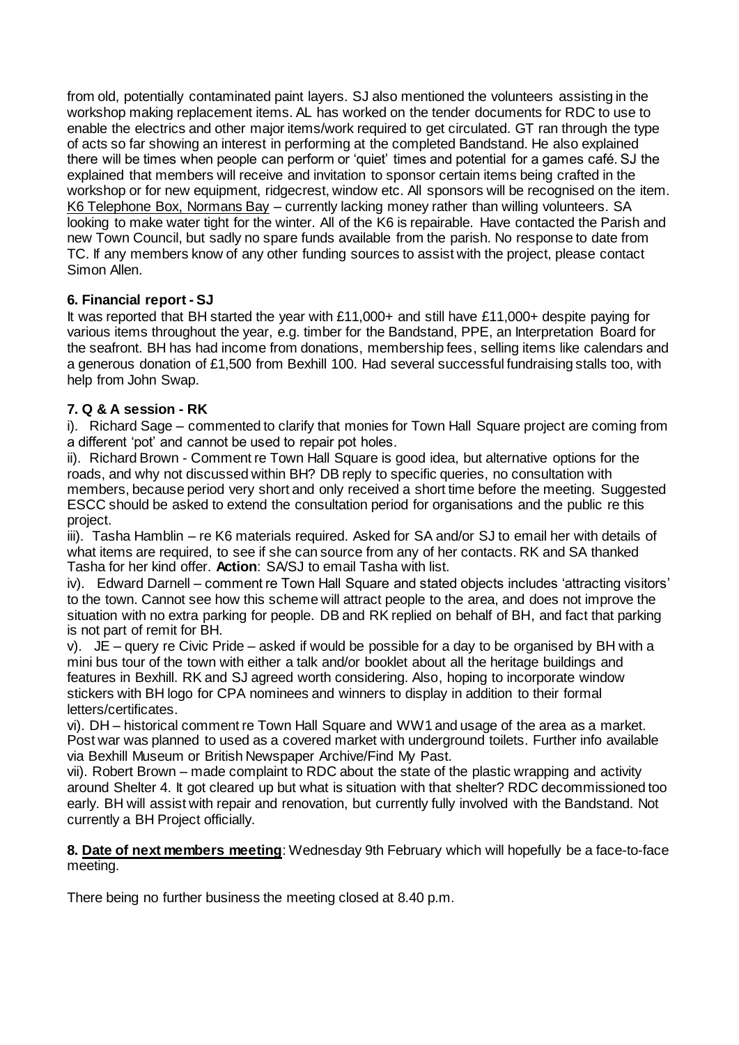from old, potentially contaminated paint layers. SJ also mentioned the volunteers assisting in the workshop making replacement items. AL has worked on the tender documents for RDC to use to enable the electrics and other major items/work required to get circulated. GT ran through the type of acts so far showing an interest in performing at the completed Bandstand. He also explained there will be times when people can perform or 'quiet' times and potential for a games café. SJ the explained that members will receive and invitation to sponsor certain items being crafted in the workshop or for new equipment, ridgecrest, window etc. All sponsors will be recognised on the item. <u>K6 Telephone Box, Normans Bay</u> – currently lacking money rather than willing volunteers. SA looking to make water tight for the winter. All of the K6 is repairable. Have contacted the Parish and new Town Council, but sadly no spare funds available from the parish. No response to date from TC. If any members know of any other funding sources to assist with the project, please contact Simon Allen.

**6. Financial report - SJ**

It was reported that BH started the year with £11,000+ and still have £11,000+ despite paying for various items throughout the year, e.g. timber for the Bandstand, PPE, an Interpretation Board for the seafront. BH has had income from donations, membership fees, selling items like calendars and a generous donation of £1,500 from Bexhill 100. Had several successful fundraising stalls too, with help from John Swap.

**7. Q & A session - RK**

i). Richard Sage – commented to clarify that monies for Town Hall Square project are coming from a different 'pot' and cannot be used to repair pot holes.

ii). Richard Brown - Comment re Town Hall Square is good idea, but alternative options for the roads, and why not discussed within BH? DB reply to specific queries, no consultation with members, because period very short and only received a short time before the meeting. Suggested ESCC should be asked to extend the consultation period for organisations and the public re this project.

iii). Tasha Hamblin – re K6 materials required. Asked for SA and/or SJ to email her with details of what items are required, to see if she can source from any of her contacts. RK and SA thanked Tasha for her kind offer. **Action**: SA/SJ to email Tasha with list.

iv). Edward Darnell – comment re Town Hall Square and stated objects includes 'attracting visitors' to the town. Cannot see how this scheme will attract people to the area, and does not improve the situation with no extra parking for people. DB and RK replied on behalf of BH, and fact that parking is not part of remit for BH.

v). JE – query re Civic Pride – asked if would be possible for a day to be organised by BH with a mini bus tour of the town with either a talk and/or booklet about all the heritage buildings and features in Bexhill. RK and SJ agreed worth considering. Also, hoping to incorporate window stickers with BH logo for CPA nominees and winners to display in addition to their formal letters/certificates.

vi). DH – historical comment re Town Hall Square and WW1 and usage of the area as a market. Post war was planned to used as a covered market with underground toilets. Further info available via Bexhill Museum or British Newspaper Archive/Find My Past.

vii). Robert Brown – made complaint to RDC about the state of the plastic wrapping and activity around Shelter 4. It got cleared up but what is situation with that shelter? RDC decommissioned too early. BH will assist with repair and renovation, but currently fully involved with the Bandstand. Not currently a BH Project officially.

**8. <u>Date of next members meeting</u>**: Wednesday 9th February which will hopefully be a face-to-face meeting.

There being no further business the meeting closed at 8.40 p.m.